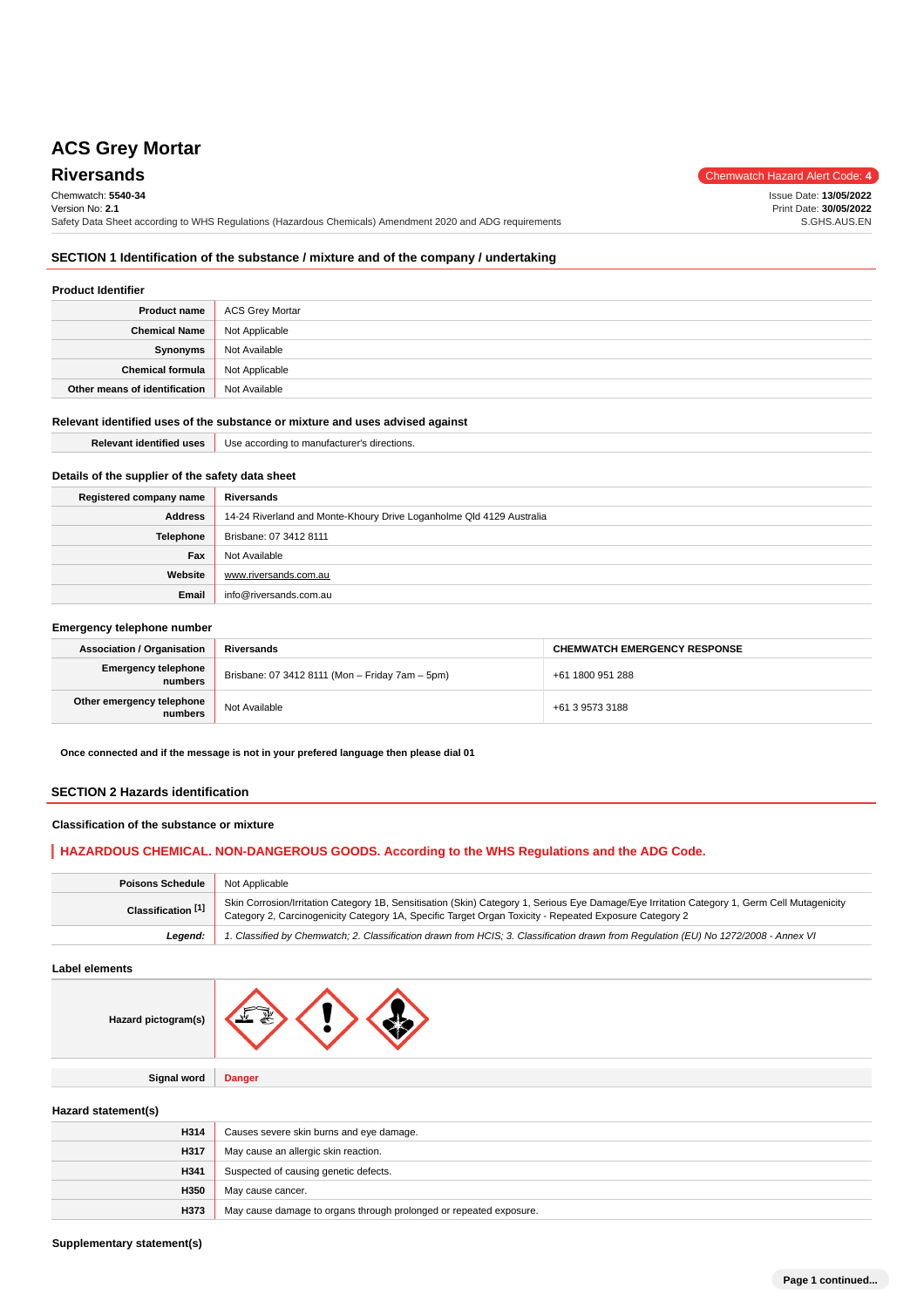# ACS Grey Mortar

## Riversands

Chemwatch Hazard Alert Code: 4

Chemwatch: **5540-34**
Version No: **2.1**
Safety Data Sheet according to WHS Regulations (Hazardous Chemicals) Amendment 2020 and ADG requirements

Issue Date: **13/05/2022**
Print Date: **30/05/2022**
S.GHS.AUS.EN

## SECTION 1 Identification of the substance / mixture and of the company / undertaking

### Product Identifier

| | |
|---|---|
| **Product name** | ACS Grey Mortar |
| **Chemical Name** | Not Applicable |
| **Synonyms** | Not Available |
| **Chemical formula** | Not Applicable |
| **Other means of identification** | Not Available |

### Relevant identified uses of the substance or mixture and uses advised against

| | |
|---|---|
| **Relevant identified uses** | Use according to manufacturer's directions. |

### Details of the supplier of the safety data sheet

| | |
|---|---|
| **Registered company name** | **Riversands** |
| **Address** | 14-24 Riverland and Monte-Khoury Drive Loganholme Qld 4129 Australia |
| **Telephone** | Brisbane: 07 3412 8111 |
| **Fax** | Not Available |
| **Website** | www.riversands.com.au |
| **Email** | info@riversands.com.au |

### Emergency telephone number

| **Association / Organisation** | **Riversands** | **CHEMWATCH EMERGENCY RESPONSE** |
|---|---|---|
| **Emergency telephone numbers** | Brisbane: 07 3412 8111 (Mon – Friday 7am – 5pm) | +61 1800 951 288 |
| **Other emergency telephone numbers** | Not Available | +61 3 9573 3188 |

**Once connected and if the message is not in your prefered language then please dial 01**

## SECTION 2 Hazards identification

### Classification of the substance or mixture

**HAZARDOUS CHEMICAL. NON-DANGEROUS GOODS. According to the WHS Regulations and the ADG Code.**

| | |
|---|---|
| **Poisons Schedule** | Not Applicable |
| **Classification [1]** | Skin Corrosion/Irritation Category 1B, Sensitisation (Skin) Category 1, Serious Eye Damage/Eye Irritation Category 1, Germ Cell Mutagenicity Category 2, Carcinogenicity Category 1A, Specific Target Organ Toxicity - Repeated Exposure Category 2 |
| ***Legend:*** | *1. Classified by Chemwatch; 2. Classification drawn from HCIS; 3. Classification drawn from Regulation (EU) No 1272/2008 - Annex VI* |

### Label elements

| | |
|---|---|
| **Hazard pictogram(s)** | |
| **Signal word** | **Danger** |

### Hazard statement(s)

| | |
|---|---|
| **H314** | Causes severe skin burns and eye damage. |
| **H317** | May cause an allergic skin reaction. |
| **H341** | Suspected of causing genetic defects. |
| **H350** | May cause cancer. |
| **H373** | May cause damage to organs through prolonged or repeated exposure. |

### Supplementary statement(s)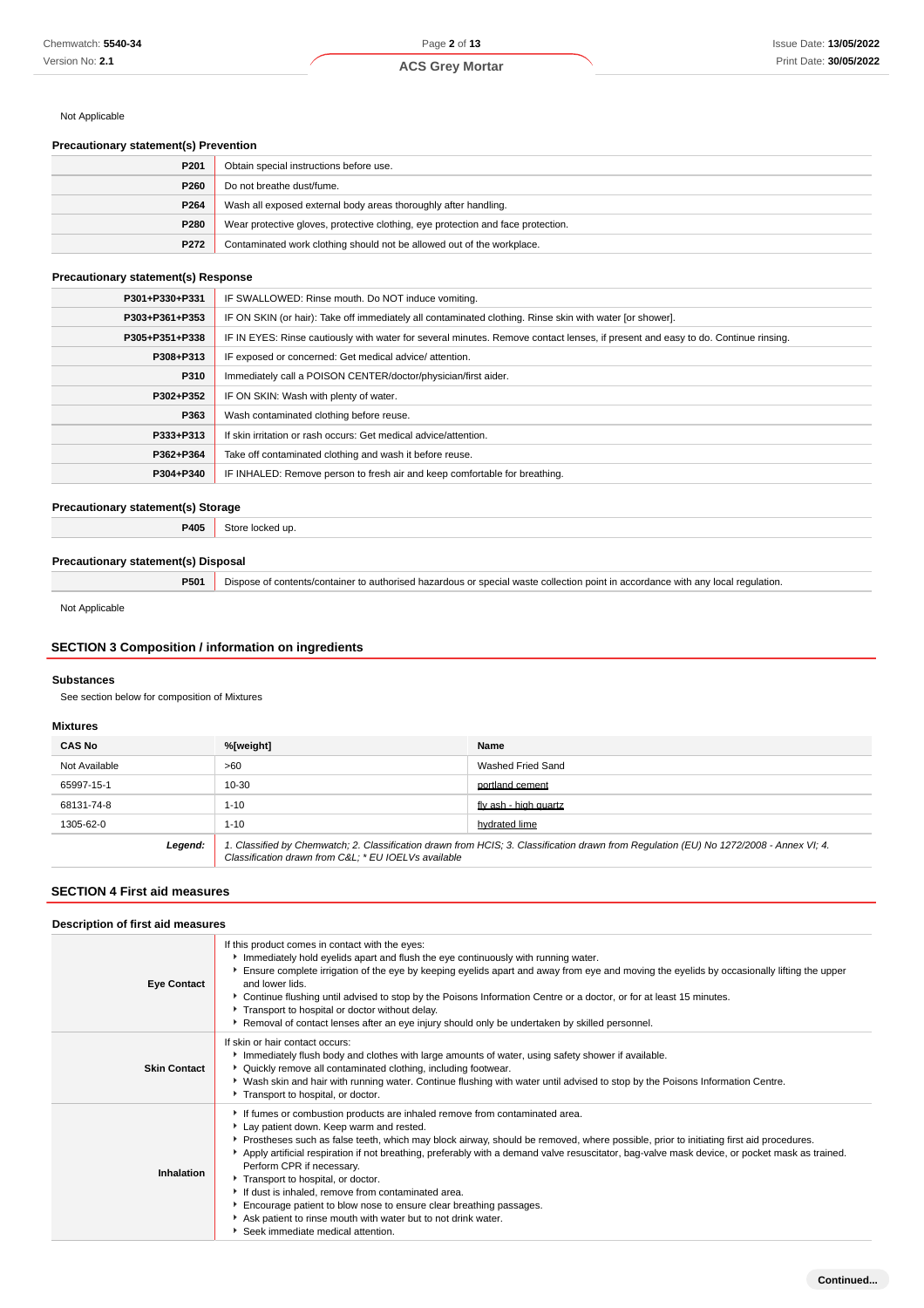Not Applicable

### Precautionary statement(s) Prevention

| | |
|---|---|
| **P201** | Obtain special instructions before use. |
| **P260** | Do not breathe dust/fume. |
| **P264** | Wash all exposed external body areas thoroughly after handling. |
| **P280** | Wear protective gloves, protective clothing, eye protection and face protection. |
| **P272** | Contaminated work clothing should not be allowed out of the workplace. |

### Precautionary statement(s) Response

| | |
|---|---|
| **P301+P330+P331** | IF SWALLOWED: Rinse mouth. Do NOT induce vomiting. |
| **P303+P361+P353** | IF ON SKIN (or hair): Take off immediately all contaminated clothing. Rinse skin with water [or shower]. |
| **P305+P351+P338** | IF IN EYES: Rinse cautiously with water for several minutes. Remove contact lenses, if present and easy to do. Continue rinsing. |
| **P308+P313** | IF exposed or concerned: Get medical advice/ attention. |
| **P310** | Immediately call a POISON CENTER/doctor/physician/first aider. |
| **P302+P352** | IF ON SKIN: Wash with plenty of water. |
| **P363** | Wash contaminated clothing before reuse. |
| **P333+P313** | If skin irritation or rash occurs: Get medical advice/attention. |
| **P362+P364** | Take off contaminated clothing and wash it before reuse. |
| **P304+P340** | IF INHALED: Remove person to fresh air and keep comfortable for breathing. |

### Precautionary statement(s) Storage

| | |
|---|---|
| **P405** | Store locked up. |

### Precautionary statement(s) Disposal

| | |
|---|---|
| **P501** | Dispose of contents/container to authorised hazardous or special waste collection point in accordance with any local regulation. |

Not Applicable

## SECTION 3 Composition / information on ingredients

### Substances

See section below for composition of Mixtures

### Mixtures

| CAS No | %[weight] | Name |
|---|---|---|
| Not Available | >60 | Washed Fried Sand |
| 65997-15-1 | 10-30 | portland cement |
| 68131-74-8 | 1-10 | fly ash - high quartz |
| 1305-62-0 | 1-10 | hydrated lime |
| ***Legend:*** | *1. Classified by Chemwatch; 2. Classification drawn from HCIS; 3. Classification drawn from Regulation (EU) No 1272/2008 - Annex VI; 4. Classification drawn from C&L; * EU IOELVs available* | |

## SECTION 4 First aid measures

### Description of first aid measures

| | |
|---|---|
| **Eye Contact** | If this product comes in contact with the eyes:<br>▸ Immediately hold eyelids apart and flush the eye continuously with running water.<br>▸ Ensure complete irrigation of the eye by keeping eyelids apart and away from eye and moving the eyelids by occasionally lifting the upper and lower lids.<br>▸ Continue flushing until advised to stop by the Poisons Information Centre or a doctor, or for at least 15 minutes.<br>▸ Transport to hospital or doctor without delay.<br>▸ Removal of contact lenses after an eye injury should only be undertaken by skilled personnel. |
| **Skin Contact** | If skin or hair contact occurs:<br>▸ Immediately flush body and clothes with large amounts of water, using safety shower if available.<br>▸ Quickly remove all contaminated clothing, including footwear.<br>▸ Wash skin and hair with running water. Continue flushing with water until advised to stop by the Poisons Information Centre.<br>▸ Transport to hospital, or doctor. |
| **Inhalation** | ▸ If fumes or combustion products are inhaled remove from contaminated area.<br>▸ Lay patient down. Keep warm and rested.<br>▸ Prostheses such as false teeth, which may block airway, should be removed, where possible, prior to initiating first aid procedures.<br>▸ Apply artificial respiration if not breathing, preferably with a demand valve resuscitator, bag-valve mask device, or pocket mask as trained. Perform CPR if necessary.<br>▸ Transport to hospital, or doctor.<br>▸ If dust is inhaled, remove from contaminated area.<br>▸ Encourage patient to blow nose to ensure clear breathing passages.<br>▸ Ask patient to rinse mouth with water but to not drink water.<br>▸ Seek immediate medical attention. |

**Continued...**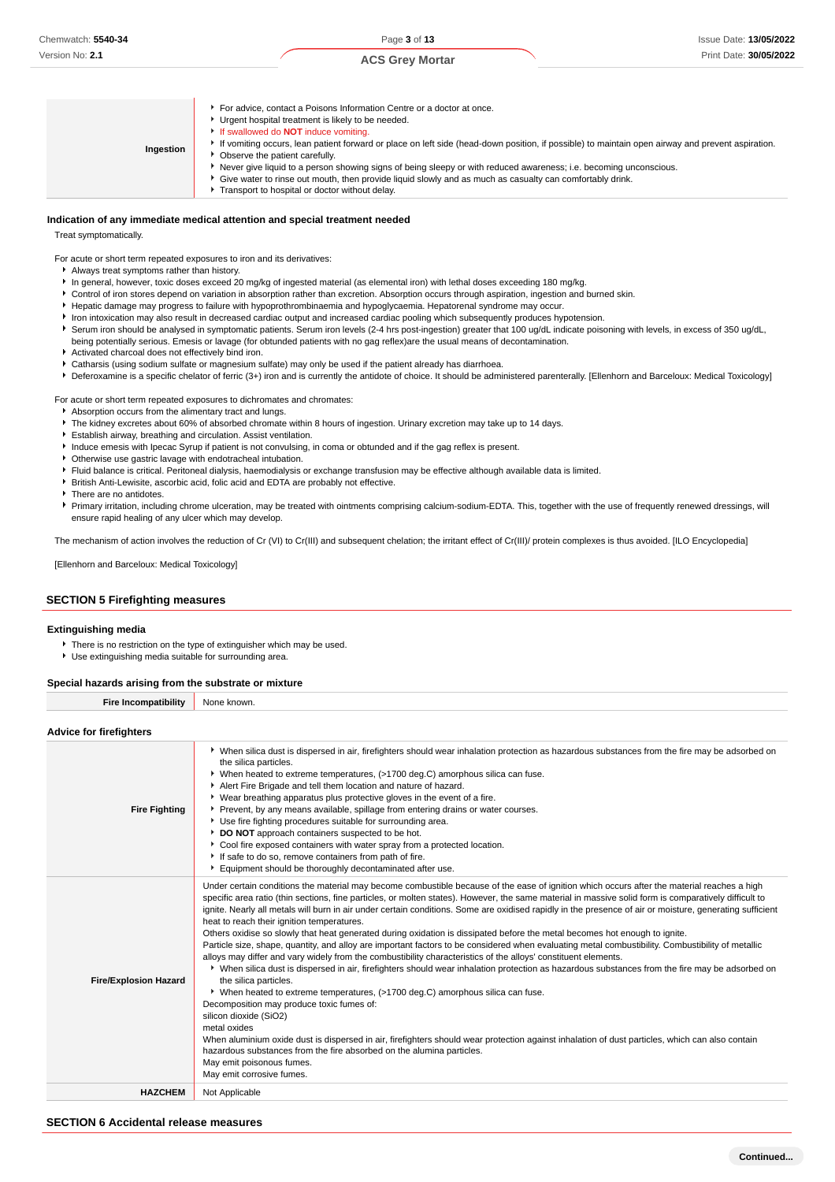| | |
|---|---|
| **Ingestion** | ‣ For advice, contact a Poisons Information Centre or a doctor at once.<br>‣ Urgent hospital treatment is likely to be needed.<br>‣ If swallowed do **NOT** induce vomiting.<br>‣ If vomiting occurs, lean patient forward or place on left side (head-down position, if possible) to maintain open airway and prevent aspiration.<br>‣ Observe the patient carefully.<br>‣ Never give liquid to a person showing signs of being sleepy or with reduced awareness; i.e. becoming unconscious.<br>‣ Give water to rinse out mouth, then provide liquid slowly and as much as casualty can comfortably drink.<br>‣ Transport to hospital or doctor without delay. |

### Indication of any immediate medical attention and special treatment needed

Treat symptomatically.

For acute or short term repeated exposures to iron and its derivatives:

- Always treat symptoms rather than history.
- In general, however, toxic doses exceed 20 mg/kg of ingested material (as elemental iron) with lethal doses exceeding 180 mg/kg.
- Control of iron stores depend on variation in absorption rather than excretion. Absorption occurs through aspiration, ingestion and burned skin.
- Hepatic damage may progress to failure with hypoprothrombinaemia and hypoglycaemia. Hepatorenal syndrome may occur.
- Iron intoxication may also result in decreased cardiac output and increased cardiac pooling which subsequently produces hypotension.
- Serum iron should be analysed in symptomatic patients. Serum iron levels (2-4 hrs post-ingestion) greater that 100 ug/dL indicate poisoning with levels, in excess of 350 ug/dL, being potentially serious. Emesis or lavage (for obtunded patients with no gag reflex)are the usual means of decontamination.
- Activated charcoal does not effectively bind iron.
- Catharsis (using sodium sulfate or magnesium sulfate) may only be used if the patient already has diarrhoea.
- Deferoxamine is a specific chelator of ferric (3+) iron and is currently the antidote of choice. It should be administered parenterally. [Ellenhorn and Barceloux: Medical Toxicology]

For acute or short term repeated exposures to dichromates and chromates:

- Absorption occurs from the alimentary tract and lungs.
- The kidney excretes about 60% of absorbed chromate within 8 hours of ingestion. Urinary excretion may take up to 14 days.
- Establish airway, breathing and circulation. Assist ventilation.
- Induce emesis with Ipecac Syrup if patient is not convulsing, in coma or obtunded and if the gag reflex is present.
- Otherwise use gastric lavage with endotracheal intubation.
- Fluid balance is critical. Peritoneal dialysis, haemodialysis or exchange transfusion may be effective although available data is limited.
- British Anti-Lewisite, ascorbic acid, folic acid and EDTA are probably not effective.
- There are no antidotes.
- Primary irritation, including chrome ulceration, may be treated with ointments comprising calcium-sodium-EDTA. This, together with the use of frequently renewed dressings, will ensure rapid healing of any ulcer which may develop.

The mechanism of action involves the reduction of Cr (VI) to Cr(III) and subsequent chelation; the irritant effect of Cr(III)/ protein complexes is thus avoided. [ILO Encyclopedia]

[Ellenhorn and Barceloux: Medical Toxicology]

## SECTION 5 Firefighting measures

### Extinguishing media

- There is no restriction on the type of extinguisher which may be used.
- Use extinguishing media suitable for surrounding area.

### Special hazards arising from the substrate or mixture

| | |
|---|---|
| **Fire Incompatibility** | None known. |

### Advice for firefighters

| | |
|---|---|
| **Fire Fighting** | ‣ When silica dust is dispersed in air, firefighters should wear inhalation protection as hazardous substances from the fire may be adsorbed on the silica particles.<br>‣ When heated to extreme temperatures, (>1700 deg.C) amorphous silica can fuse.<br>‣ Alert Fire Brigade and tell them location and nature of hazard.<br>‣ Wear breathing apparatus plus protective gloves in the event of a fire.<br>‣ Prevent, by any means available, spillage from entering drains or water courses.<br>‣ Use fire fighting procedures suitable for surrounding area.<br>‣ **DO NOT** approach containers suspected to be hot.<br>‣ Cool fire exposed containers with water spray from a protected location.<br>‣ If safe to do so, remove containers from path of fire.<br>‣ Equipment should be thoroughly decontaminated after use. |
| **Fire/Explosion Hazard** | Under certain conditions the material may become combustible because of the ease of ignition which occurs after the material reaches a high specific area ratio (thin sections, fine particles, or molten states). However, the same material in massive solid form is comparatively difficult to ignite. Nearly all metals will burn in air under certain conditions. Some are oxidised rapidly in the presence of air or moisture, generating sufficient heat to reach their ignition temperatures.<br>Others oxidise so slowly that heat generated during oxidation is dissipated before the metal becomes hot enough to ignite.<br>Particle size, shape, quantity, and alloy are important factors to be considered when evaluating metal combustibility. Combustibility of metallic alloys may differ and vary widely from the combustibility characteristics of the alloys' constituent elements.<br>‣ When silica dust is dispersed in air, firefighters should wear inhalation protection as hazardous substances from the fire may be adsorbed on the silica particles.<br>‣ When heated to extreme temperatures, (>1700 deg.C) amorphous silica can fuse.<br>Decomposition may produce toxic fumes of:<br>silicon dioxide ($SiO_2$)<br>metal oxides<br>When aluminium oxide dust is dispersed in air, firefighters should wear protection against inhalation of dust particles, which can also contain hazardous substances from the fire absorbed on the alumina particles.<br>May emit poisonous fumes.<br>May emit corrosive fumes. |
| **HAZCHEM** | Not Applicable |

## SECTION 6 Accidental release measures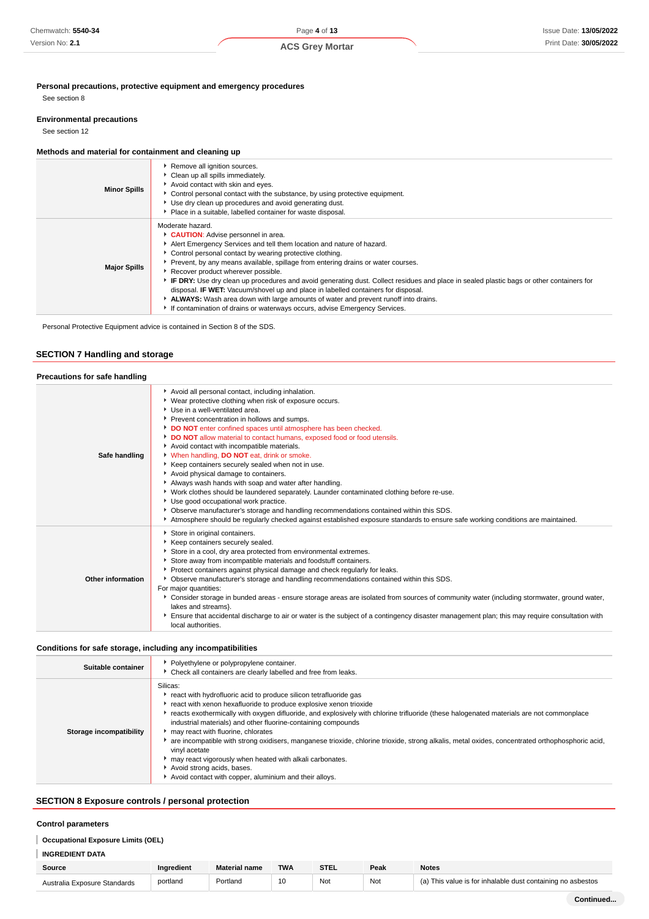### Personal precautions, protective equipment and emergency procedures

See section 8

### Environmental precautions

See section 12

### Methods and material for containment and cleaning up

| | |
|---|---|
| **Minor Spills** | ▸ Remove all ignition sources.<br>▸ Clean up all spills immediately.<br>▸ Avoid contact with skin and eyes.<br>▸ Control personal contact with the substance, by using protective equipment.<br>▸ Use dry clean up procedures and avoid generating dust.<br>▸ Place in a suitable, labelled container for waste disposal. |
| **Major Spills** | Moderate hazard.<br>▸ **CAUTION**: Advise personnel in area.<br>▸ Alert Emergency Services and tell them location and nature of hazard.<br>▸ Control personal contact by wearing protective clothing.<br>▸ Prevent, by any means available, spillage from entering drains or water courses.<br>▸ Recover product wherever possible.<br>▸ **IF DRY:** Use dry clean up procedures and avoid generating dust. Collect residues and place in sealed plastic bags or other containers for disposal. **IF WET:** Vacuum/shovel up and place in labelled containers for disposal.<br>▸ **ALWAYS:** Wash area down with large amounts of water and prevent runoff into drains.<br>▸ If contamination of drains or waterways occurs, advise Emergency Services. |

Personal Protective Equipment advice is contained in Section 8 of the SDS.

## SECTION 7 Handling and storage

### Precautions for safe handling

| | |
|---|---|
| **Safe handling** | ▸ Avoid all personal contact, including inhalation.<br>▸ Wear protective clothing when risk of exposure occurs.<br>▸ Use in a well-ventilated area.<br>▸ Prevent concentration in hollows and sumps.<br>▸ **DO NOT** enter confined spaces until atmosphere has been checked.<br>▸ **DO NOT** allow material to contact humans, exposed food or food utensils.<br>▸ Avoid contact with incompatible materials.<br>▸ When handling, **DO NOT** eat, drink or smoke.<br>▸ Keep containers securely sealed when not in use.<br>▸ Avoid physical damage to containers.<br>▸ Always wash hands with soap and water after handling.<br>▸ Work clothes should be laundered separately. Launder contaminated clothing before re-use.<br>▸ Use good occupational work practice.<br>▸ Observe manufacturer's storage and handling recommendations contained within this SDS.<br>▸ Atmosphere should be regularly checked against established exposure standards to ensure safe working conditions are maintained. |
| **Other information** | ▸ Store in original containers.<br>▸ Keep containers securely sealed.<br>▸ Store in a cool, dry area protected from environmental extremes.<br>▸ Store away from incompatible materials and foodstuff containers.<br>▸ Protect containers against physical damage and check regularly for leaks.<br>▸ Observe manufacturer's storage and handling recommendations contained within this SDS.<br>For major quantities:<br>▸ Consider storage in bunded areas - ensure storage areas are isolated from sources of community water (including stormwater, ground water, lakes and streams}.<br>▸ Ensure that accidental discharge to air or water is the subject of a contingency disaster management plan; this may require consultation with local authorities. |

### Conditions for safe storage, including any incompatibilities

| | |
|---|---|
| **Suitable container** | ▸ Polyethylene or polypropylene container.<br>▸ Check all containers are clearly labelled and free from leaks. |
| **Storage incompatibility** | Silicas:<br>▸ react with hydrofluoric acid to produce silicon tetrafluoride gas<br>▸ react with xenon hexafluoride to produce explosive xenon trioxide<br>▸ reacts exothermically with oxygen difluoride, and explosively with chlorine trifluoride (these halogenated materials are not commonplace industrial materials) and other fluorine-containing compounds<br>▸ may react with fluorine, chlorates<br>▸ are incompatible with strong oxidisers, manganese trioxide, chlorine trioxide, strong alkalis, metal oxides, concentrated orthophosphoric acid, vinyl acetate<br>▸ may react vigorously when heated with alkali carbonates.<br>▸ Avoid strong acids, bases.<br>▸ Avoid contact with copper, aluminium and their alloys. |

## SECTION 8 Exposure controls / personal protection

### Control parameters

**Occupational Exposure Limits (OEL)**

**INGREDIENT DATA**

| Source | Ingredient | Material name | TWA | STEL | Peak | Notes |
|---|---|---|---|---|---|---|
| Australia Exposure Standards | portland | Portland | 10 | Not | Not | (a) This value is for inhalable dust containing no asbestos |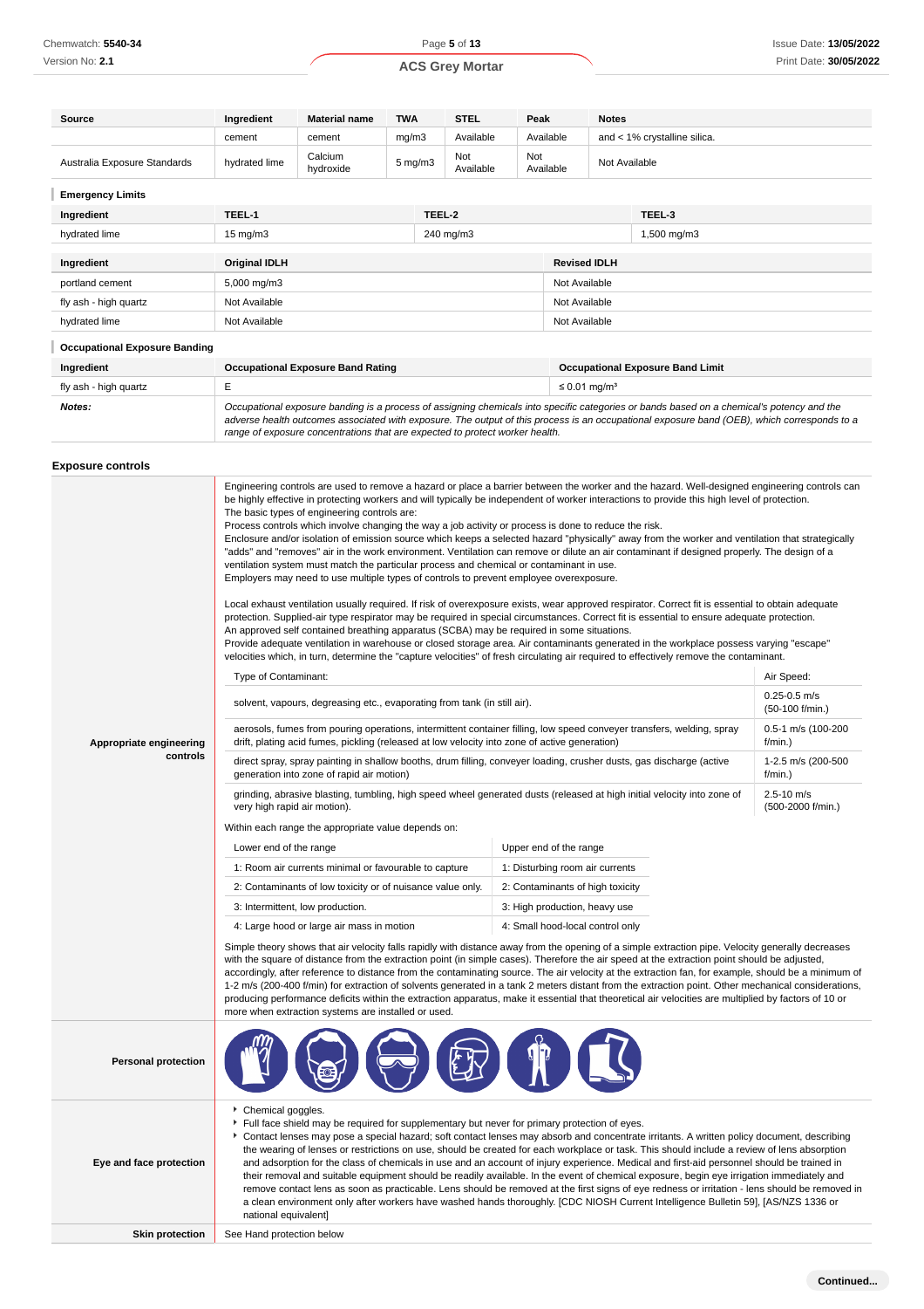| Source | Ingredient | Material name | TWA | STEL | Peak | Notes |
|---|---|---|---|---|---|---|
| | cement | cement | mg/m3 | Available | Available | and < 1% crystalline silica. |
| Australia Exposure Standards | hydrated lime | Calcium hydroxide | 5 mg/m3 | Not Available | Not Available | Not Available |

### Emergency Limits

| Ingredient | TEEL-1 | TEEL-2 | TEEL-3 |
|---|---|---|---|
| hydrated lime | 15 mg/m3 | 240 mg/m3 | 1,500 mg/m3 |

| Ingredient | Original IDLH | Revised IDLH |
|---|---|---|
| portland cement | 5,000 mg/m3 | Not Available |
| fly ash - high quartz | Not Available | Not Available |
| hydrated lime | Not Available | Not Available |

### Occupational Exposure Banding

| Ingredient | Occupational Exposure Band Rating | Occupational Exposure Band Limit |
|---|---|---|
| fly ash - high quartz | E | ≤ 0.01 mg/m³ |
| ***Notes:*** | *Occupational exposure banding is a process of assigning chemicals into specific categories or bands based on a chemical's potency and the adverse health outcomes associated with exposure. The output of this process is an occupational exposure band (OEB), which corresponds to a range of exposure concentrations that are expected to protect worker health.* | |

## Exposure controls

**Appropriate engineering controls**

Engineering controls are used to remove a hazard or place a barrier between the worker and the hazard. Well-designed engineering controls can be highly effective in protecting workers and will typically be independent of worker interactions to provide this high level of protection.
The basic types of engineering controls are:
Process controls which involve changing the way a job activity or process is done to reduce the risk.
Enclosure and/or isolation of emission source which keeps a selected hazard "physically" away from the worker and ventilation that strategically "adds" and "removes" air in the work environment. Ventilation can remove or dilute an air contaminant if designed properly. The design of a ventilation system must match the particular process and chemical or contaminant in use.
Employers may need to use multiple types of controls to prevent employee overexposure.

Local exhaust ventilation usually required. If risk of overexposure exists, wear approved respirator. Correct fit is essential to obtain adequate protection. Supplied-air type respirator may be required in special circumstances. Correct fit is essential to ensure adequate protection.
An approved self contained breathing apparatus (SCBA) may be required in some situations.
Provide adequate ventilation in warehouse or closed storage area. Air contaminants generated in the workplace possess varying "escape" velocities which, in turn, determine the "capture velocities" of fresh circulating air required to effectively remove the contaminant.

| Type of Contaminant: | Air Speed: |
|---|---|
| solvent, vapours, degreasing etc., evaporating from tank (in still air). | 0.25-0.5 m/s (50-100 f/min.) |
| aerosols, fumes from pouring operations, intermittent container filling, low speed conveyer transfers, welding, spray drift, plating acid fumes, pickling (released at low velocity into zone of active generation) | 0.5-1 m/s (100-200 f/min.) |
| direct spray, spray painting in shallow booths, drum filling, conveyer loading, crusher dusts, gas discharge (active generation into zone of rapid air motion) | 1-2.5 m/s (200-500 f/min.) |
| grinding, abrasive blasting, tumbling, high speed wheel generated dusts (released at high initial velocity into zone of very high rapid air motion). | 2.5-10 m/s (500-2000 f/min.) |

Within each range the appropriate value depends on:

| Lower end of the range | Upper end of the range |
|---|---|
| 1: Room air currents minimal or favourable to capture | 1: Disturbing room air currents |
| 2: Contaminants of low toxicity or of nuisance value only. | 2: Contaminants of high toxicity |
| 3: Intermittent, low production. | 3: High production, heavy use |
| 4: Large hood or large air mass in motion | 4: Small hood-local control only |

Simple theory shows that air velocity falls rapidly with distance away from the opening of a simple extraction pipe. Velocity generally decreases with the square of distance from the extraction point (in simple cases). Therefore the air speed at the extraction point should be adjusted, accordingly, after reference to distance from the contaminating source. The air velocity at the extraction fan, for example, should be a minimum of 1-2 m/s (200-400 f/min) for extraction of solvents generated in a tank 2 meters distant from the extraction point. Other mechanical considerations, producing performance deficits within the extraction apparatus, make it essential that theoretical air velocities are multiplied by factors of 10 or more when extraction systems are installed or used.

**Personal protection**

**Eye and face protection**

- Chemical goggles.
- Full face shield may be required for supplementary but never for primary protection of eyes.
- Contact lenses may pose a special hazard; soft contact lenses may absorb and concentrate irritants. A written policy document, describing the wearing of lenses or restrictions on use, should be created for each workplace or task. This should include a review of lens absorption and adsorption for the class of chemicals in use and an account of injury experience. Medical and first-aid personnel should be trained in their removal and suitable equipment should be readily available. In the event of chemical exposure, begin eye irrigation immediately and remove contact lens as soon as practicable. Lens should be removed at the first signs of eye redness or irritation - lens should be removed in a clean environment only after workers have washed hands thoroughly. [CDC NIOSH Current Intelligence Bulletin 59], [AS/NZS 1336 or national equivalent]

**Skin protection**

See Hand protection below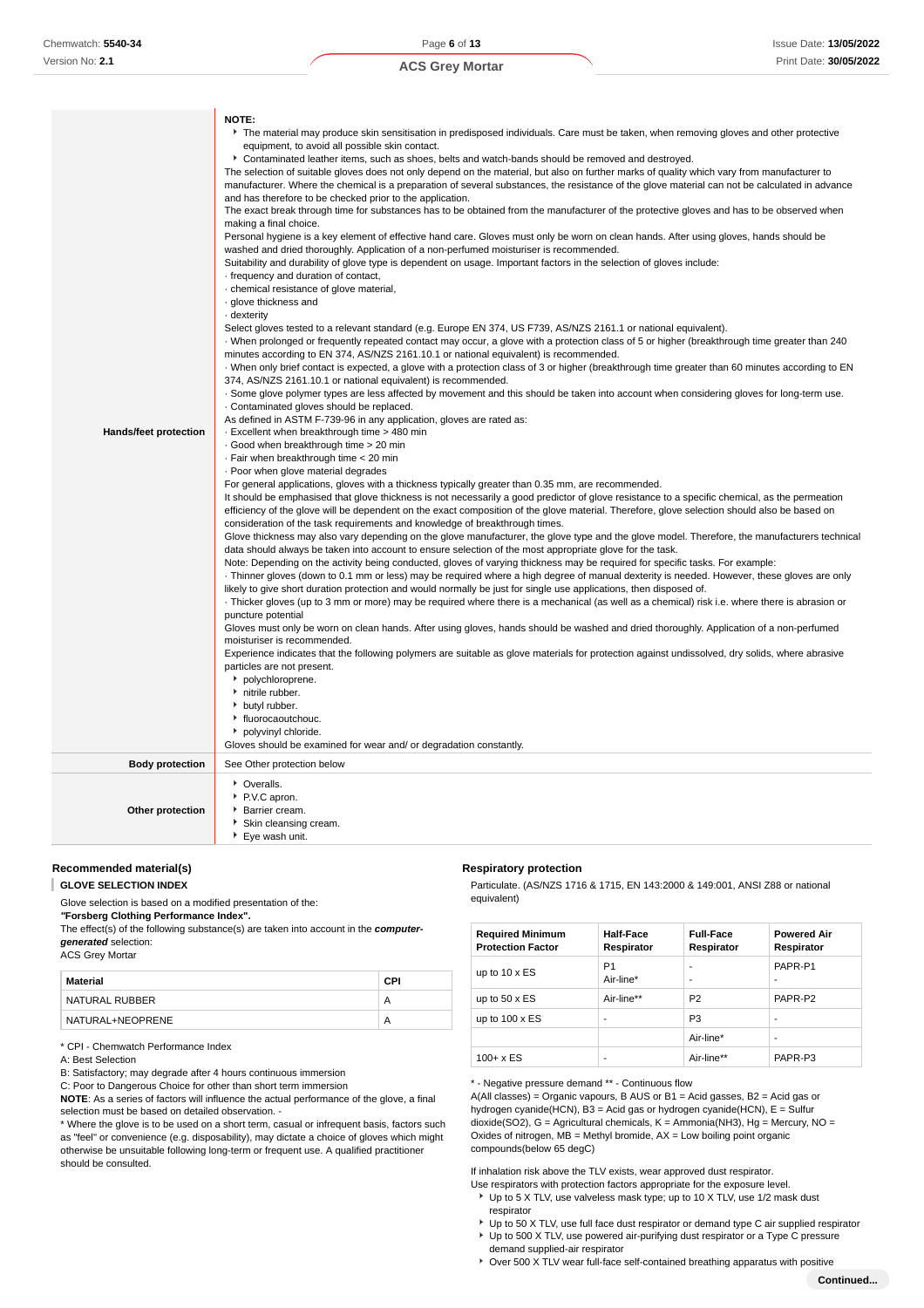| | |
|---|---|
| **Hands/feet protection** | **NOTE:**<br>‣ The material may produce skin sensitisation in predisposed individuals. Care must be taken, when removing gloves and other protective equipment, to avoid all possible skin contact.<br>‣ Contaminated leather items, such as shoes, belts and watch-bands should be removed and destroyed.<br>The selection of suitable gloves does not only depend on the material, but also on further marks of quality which vary from manufacturer to manufacturer. Where the chemical is a preparation of several substances, the resistance of the glove material can not be calculated in advance and has therefore to be checked prior to the application.<br>The exact break through time for substances has to be obtained from the manufacturer of the protective gloves and has to be observed when making a final choice.<br>Personal hygiene is a key element of effective hand care. Gloves must only be worn on clean hands. After using gloves, hands should be washed and dried thoroughly. Application of a non-perfumed moisturiser is recommended.<br>Suitability and durability of glove type is dependent on usage. Important factors in the selection of gloves include:<br>· frequency and duration of contact,<br>· chemical resistance of glove material,<br>· glove thickness and<br>· dexterity<br>Select gloves tested to a relevant standard (e.g. Europe EN 374, US F739, AS/NZS 2161.1 or national equivalent).<br>· When prolonged or frequently repeated contact may occur, a glove with a protection class of 5 or higher (breakthrough time greater than 240 minutes according to EN 374, AS/NZS 2161.10.1 or national equivalent) is recommended.<br>· When only brief contact is expected, a glove with a protection class of 3 or higher (breakthrough time greater than 60 minutes according to EN 374, AS/NZS 2161.10.1 or national equivalent) is recommended.<br>· Some glove polymer types are less affected by movement and this should be taken into account when considering gloves for long-term use.<br>· Contaminated gloves should be replaced.<br>As defined in ASTM F-739-96 in any application, gloves are rated as:<br>· Excellent when breakthrough time > 480 min<br>· Good when breakthrough time > 20 min<br>· Fair when breakthrough time < 20 min<br>· Poor when glove material degrades<br>For general applications, gloves with a thickness typically greater than 0.35 mm, are recommended.<br>It should be emphasised that glove thickness is not necessarily a good predictor of glove resistance to a specific chemical, as the permeation efficiency of the glove will be dependent on the exact composition of the glove material. Therefore, glove selection should also be based on consideration of the task requirements and knowledge of breakthrough times.<br>Glove thickness may also vary depending on the glove manufacturer, the glove type and the glove model. Therefore, the manufacturers technical data should always be taken into account to ensure selection of the most appropriate glove for the task.<br>Note: Depending on the activity being conducted, gloves of varying thickness may be required for specific tasks. For example:<br>· Thinner gloves (down to 0.1 mm or less) may be required where a high degree of manual dexterity is needed. However, these gloves are only likely to give short duration protection and would normally be just for single use applications, then disposed of.<br>· Thicker gloves (up to 3 mm or more) may be required where there is a mechanical (as well as a chemical) risk i.e. where there is abrasion or puncture potential<br>Gloves must only be worn on clean hands. After using gloves, hands should be washed and dried thoroughly. Application of a non-perfumed moisturiser is recommended.<br>Experience indicates that the following polymers are suitable as glove materials for protection against undissolved, dry solids, where abrasive particles are not present.<br>‣ polychloroprene.<br>‣ nitrile rubber.<br>‣ butyl rubber.<br>‣ fluorocaoutchouc.<br>‣ polyvinyl chloride.<br>Gloves should be examined for wear and/ or degradation constantly. |
| **Body protection** | See Other protection below |
| **Other protection** | ‣ Overalls.<br>‣ P.V.C apron.<br>‣ Barrier cream.<br>‣ Skin cleansing cream.<br>‣ Eye wash unit. |

### Recommended material(s)

**GLOVE SELECTION INDEX**

Glove selection is based on a modified presentation of the:
***"Forsberg Clothing Performance Index".***
The effect(s) of the following substance(s) are taken into account in the ***computer-generated*** selection:
ACS Grey Mortar

| Material | CPI |
|---|---|
| NATURAL RUBBER | A |
| NATURAL+NEOPRENE | A |

\* CPI - Chemwatch Performance Index
A: Best Selection
B: Satisfactory; may degrade after 4 hours continuous immersion
C: Poor to Dangerous Choice for other than short term immersion
**NOTE**: As a series of factors will influence the actual performance of the glove, a final selection must be based on detailed observation. -
\* Where the glove is to be used on a short term, casual or infrequent basis, factors such as "feel" or convenience (e.g. disposability), may dictate a choice of gloves which might otherwise be unsuitable following long-term or frequent use. A qualified practitioner should be consulted.

### Respiratory protection

Particulate. (AS/NZS 1716 & 1715, EN 143:2000 & 149:001, ANSI Z88 or national equivalent)

| Required Minimum Protection Factor | Half-Face Respirator | Full-Face Respirator | Powered Air Respirator |
|---|---|---|---|
| up to 10 x ES | P1<br>Air-line* | -<br>- | PAPR-P1<br>- |
| up to 50 x ES | Air-line** | P2 | PAPR-P2 |
| up to 100 x ES | - | P3 | - |
| | | Air-line* | - |
| 100+ x ES | - | Air-line** | PAPR-P3 |

\* - Negative pressure demand ** - Continuous flow
A(All classes) = Organic vapours, B AUS or B1 = Acid gasses, B2 = Acid gas or hydrogen cyanide(HCN), B3 = Acid gas or hydrogen cyanide(HCN), E = Sulfur dioxide(SO2), G = Agricultural chemicals, K = Ammonia(NH3), Hg = Mercury, NO = Oxides of nitrogen, MB = Methyl bromide, AX = Low boiling point organic compounds(below 65 degC)

If inhalation risk above the TLV exists, wear approved dust respirator.
Use respirators with protection factors appropriate for the exposure level.
- Up to 5 X TLV, use valveless mask type; up to 10 X TLV, use 1/2 mask dust respirator
- Up to 50 X TLV, use full face dust respirator or demand type C air supplied respirator
- Up to 500 X TLV, use powered air-purifying dust respirator or a Type C pressure demand supplied-air respirator
- Over 500 X TLV wear full-face self-contained breathing apparatus with positive

**Continued...**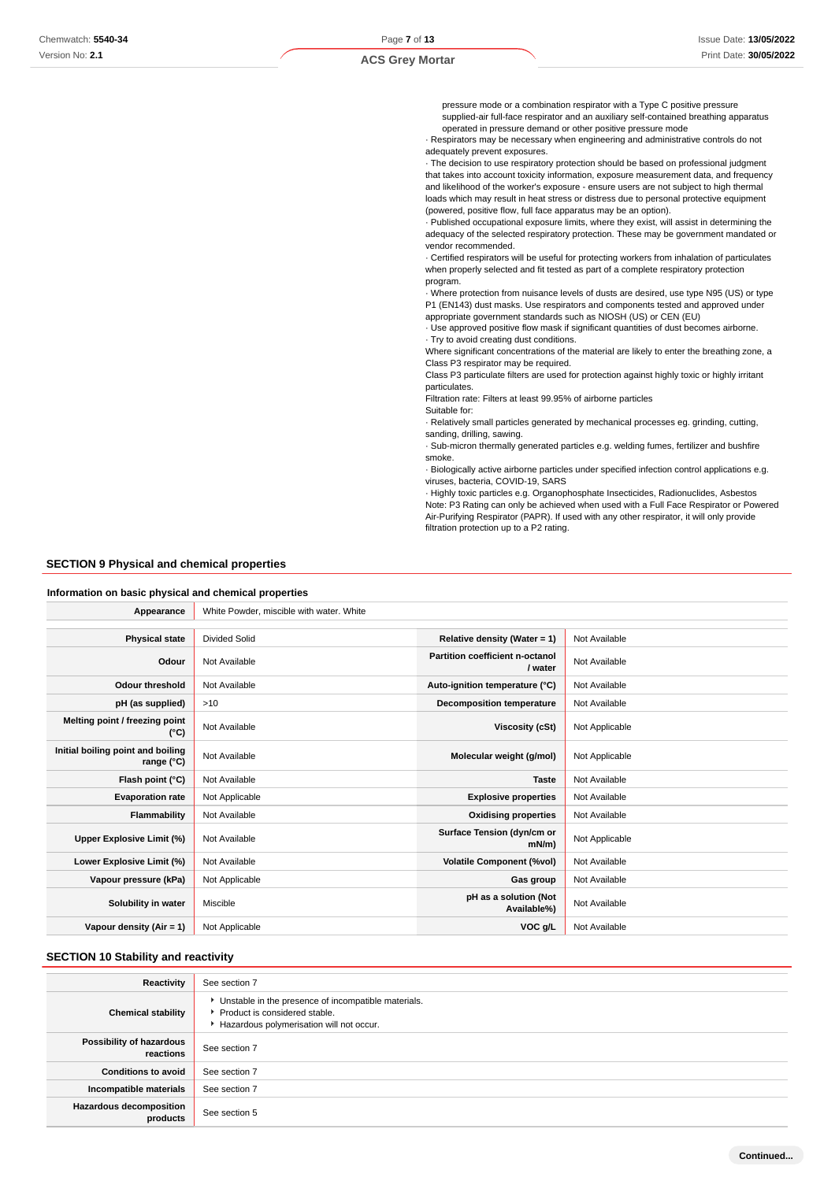pressure mode or a combination respirator with a Type C positive pressure supplied-air full-face respirator and an auxiliary self-contained breathing apparatus operated in pressure demand or other positive pressure mode

· Respirators may be necessary when engineering and administrative controls do not adequately prevent exposures.
· The decision to use respiratory protection should be based on professional judgment that takes into account toxicity information, exposure measurement data, and frequency and likelihood of the worker's exposure - ensure users are not subject to high thermal loads which may result in heat stress or distress due to personal protective equipment (powered, positive flow, full face apparatus may be an option).
· Published occupational exposure limits, where they exist, will assist in determining the adequacy of the selected respiratory protection. These may be government mandated or vendor recommended.
· Certified respirators will be useful for protecting workers from inhalation of particulates when properly selected and fit tested as part of a complete respiratory protection program.
· Where protection from nuisance levels of dusts are desired, use type N95 (US) or type P1 (EN143) dust masks. Use respirators and components tested and approved under appropriate government standards such as NIOSH (US) or CEN (EU)
· Use approved positive flow mask if significant quantities of dust becomes airborne.
· Try to avoid creating dust conditions.

Where significant concentrations of the material are likely to enter the breathing zone, a Class P3 respirator may be required.
Class P3 particulate filters are used for protection against highly toxic or highly irritant particulates.
Filtration rate: Filters at least 99.95% of airborne particles
Suitable for:
· Relatively small particles generated by mechanical processes eg. grinding, cutting, sanding, drilling, sawing.
· Sub-micron thermally generated particles e.g. welding fumes, fertilizer and bushfire smoke.
· Biologically active airborne particles under specified infection control applications e.g. viruses, bacteria, COVID-19, SARS
· Highly toxic particles e.g. Organophosphate Insecticides, Radionuclides, Asbestos
Note: P3 Rating can only be achieved when used with a Full Face Respirator or Powered Air-Purifying Respirator (PAPR). If used with any other respirator, it will only provide filtration protection up to a P2 rating.

## SECTION 9 Physical and chemical properties

### Information on basic physical and chemical properties

| Appearance | White Powder, miscible with water. White | | |
|---|---|---|---|
| Physical state | Divided Solid | Relative density (Water = 1) | Not Available |
| Odour | Not Available | Partition coefficient n-octanol / water | Not Available |
| Odour threshold | Not Available | Auto-ignition temperature (°C) | Not Available |
| pH (as supplied) | >10 | Decomposition temperature | Not Available |
| Melting point / freezing point (°C) | Not Available | Viscosity (cSt) | Not Applicable |
| Initial boiling point and boiling range (°C) | Not Available | Molecular weight (g/mol) | Not Applicable |
| Flash point (°C) | Not Available | Taste | Not Available |
| Evaporation rate | Not Applicable | Explosive properties | Not Available |
| Flammability | Not Available | Oxidising properties | Not Available |
| Upper Explosive Limit (%) | Not Available | Surface Tension (dyn/cm or mN/m) | Not Applicable |
| Lower Explosive Limit (%) | Not Available | Volatile Component (%vol) | Not Available |
| Vapour pressure (kPa) | Not Applicable | Gas group | Not Available |
| Solubility in water | Miscible | pH as a solution (Not Available%) | Not Available |
| Vapour density (Air = 1) | Not Applicable | VOC g/L | Not Available |

## SECTION 10 Stability and reactivity

| Reactivity | See section 7 |
|---|---|
| Chemical stability | ‣ Unstable in the presence of incompatible materials.<br>‣ Product is considered stable.<br>‣ Hazardous polymerisation will not occur. |
| Possibility of hazardous reactions | See section 7 |
| Conditions to avoid | See section 7 |
| Incompatible materials | See section 7 |
| Hazardous decomposition products | See section 5 |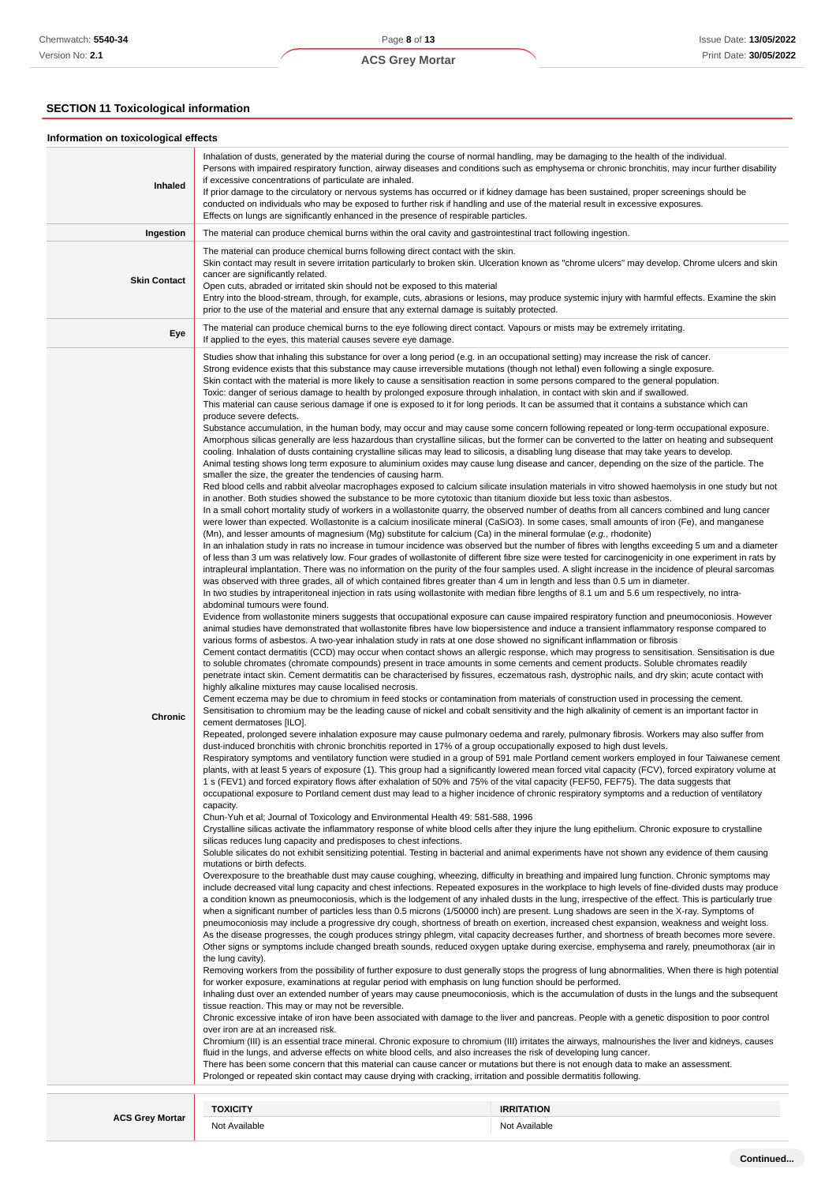## SECTION 11 Toxicological information

### Information on toxicological effects

| | |
|---|---|
| **Inhaled** | Inhalation of dusts, generated by the material during the course of normal handling, may be damaging to the health of the individual.<br>Persons with impaired respiratory function, airway diseases and conditions such as emphysema or chronic bronchitis, may incur further disability if excessive concentrations of particulate are inhaled.<br>If prior damage to the circulatory or nervous systems has occurred or if kidney damage has been sustained, proper screenings should be conducted on individuals who may be exposed to further risk if handling and use of the material result in excessive exposures.<br>Effects on lungs are significantly enhanced in the presence of respirable particles. |
| **Ingestion** | The material can produce chemical burns within the oral cavity and gastrointestinal tract following ingestion. |
| **Skin Contact** | The material can produce chemical burns following direct contact with the skin.<br>Skin contact may result in severe irritation particularly to broken skin. Ulceration known as "chrome ulcers" may develop. Chrome ulcers and skin cancer are significantly related.<br>Open cuts, abraded or irritated skin should not be exposed to this material<br>Entry into the blood-stream, through, for example, cuts, abrasions or lesions, may produce systemic injury with harmful effects. Examine the skin prior to the use of the material and ensure that any external damage is suitably protected. |
| **Eye** | The material can produce chemical burns to the eye following direct contact. Vapours or mists may be extremely irritating.<br>If applied to the eyes, this material causes severe eye damage. |
| **Chronic** | Studies show that inhaling this substance for over a long period (e.g. in an occupational setting) may increase the risk of cancer.<br>Strong evidence exists that this substance may cause irreversible mutations (though not lethal) even following a single exposure.<br>Skin contact with the material is more likely to cause a sensitisation reaction in some persons compared to the general population.<br>Toxic: danger of serious damage to health by prolonged exposure through inhalation, in contact with skin and if swallowed.<br>This material can cause serious damage if one is exposed to it for long periods. It can be assumed that it contains a substance which can produce severe defects.<br>Substance accumulation, in the human body, may occur and may cause some concern following repeated or long-term occupational exposure.<br>Amorphous silicas generally are less hazardous than crystalline silicas, but the former can be converted to the latter on heating and subsequent cooling. Inhalation of dusts containing crystalline silicas may lead to silicosis, a disabling lung disease that may take years to develop.<br>Animal testing shows long term exposure to aluminium oxides may cause lung disease and cancer, depending on the size of the particle. The smaller the size, the greater the tendencies of causing harm.<br>Red blood cells and rabbit alveolar macrophages exposed to calcium silicate insulation materials in vitro showed haemolysis in one study but not in another. Both studies showed the substance to be more cytotoxic than titanium dioxide but less toxic than asbestos.<br>In a small cohort mortality study of workers in a wollastonite quarry, the observed number of deaths from all cancers combined and lung cancer were lower than expected. Wollastonite is a calcium inosilicate mineral ($CaSiO_3$). In some cases, small amounts of iron (Fe), and manganese (Mn), and lesser amounts of magnesium (Mg) substitute for calcium (Ca) in the mineral formulae (*e.g.*, rhodonite)<br>In an inhalation study in rats no increase in tumour incidence was observed but the number of fibres with lengths exceeding 5 um and a diameter of less than 3 um was relatively low. Four grades of wollastonite of different fibre size were tested for carcinogenicity in one experiment in rats by intrapleural implantation. There was no information on the purity of the four samples used. A slight increase in the incidence of pleural sarcomas was observed with three grades, all of which contained fibres greater than 4 um in length and less than 0.5 um in diameter.<br>In two studies by intraperitoneal injection in rats using wollastonite with median fibre lengths of 8.1 um and 5.6 um respectively, no intra-abdominal tumours were found.<br>Evidence from wollastonite miners suggests that occupational exposure can cause impaired respiratory function and pneumoconiosis. However animal studies have demonstrated that wollastonite fibres have low biopersistence and induce a transient inflammatory response compared to various forms of asbestos. A two-year inhalation study in rats at one dose showed no significant inflammation or fibrosis<br>Cement contact dermatitis (CCD) may occur when contact shows an allergic response, which may progress to sensitisation. Sensitisation is due to soluble chromates (chromate compounds) present in trace amounts in some cements and cement products. Soluble chromates readily penetrate intact skin. Cement dermatitis can be characterised by fissures, eczematous rash, dystrophic nails, and dry skin; acute contact with highly alkaline mixtures may cause localised necrosis.<br>Cement eczema may be due to chromium in feed stocks or contamination from materials of construction used in processing the cement. Sensitisation to chromium may be the leading cause of nickel and cobalt sensitivity and the high alkalinity of cement is an important factor in cement dermatoses [ILO].<br>Repeated, prolonged severe inhalation exposure may cause pulmonary oedema and rarely, pulmonary fibrosis. Workers may also suffer from dust-induced bronchitis with chronic bronchitis reported in 17% of a group occupationally exposed to high dust levels.<br>Respiratory symptoms and ventilatory function were studied in a group of 591 male Portland cement workers employed in four Taiwanese cement plants, with at least 5 years of exposure (1). This group had a significantly lowered mean forced vital capacity (FCV), forced expiratory volume at 1 s (FEV1) and forced expiratory flows after exhalation of 50% and 75% of the vital capacity (FEF50, FEF75). The data suggests that occupational exposure to Portland cement dust may lead to a higher incidence of chronic respiratory symptoms and a reduction of ventilatory capacity.<br>Chun-Yuh et al; Journal of Toxicology and Environmental Health 49: 581-588, 1996<br>Crystalline silicas activate the inflammatory response of white blood cells after they injure the lung epithelium. Chronic exposure to crystalline silicas reduces lung capacity and predisposes to chest infections.<br>Soluble silicates do not exhibit sensitizing potential. Testing in bacterial and animal experiments have not shown any evidence of them causing mutations or birth defects.<br>Overexposure to the breathable dust may cause coughing, wheezing, difficulty in breathing and impaired lung function. Chronic symptoms may include decreased vital lung capacity and chest infections. Repeated exposures in the workplace to high levels of fine-divided dusts may produce a condition known as pneumoconiosis, which is the lodgement of any inhaled dusts in the lung, irrespective of the effect. This is particularly true when a significant number of particles less than 0.5 microns (1/50000 inch) are present. Lung shadows are seen in the X-ray. Symptoms of pneumoconiosis may include a progressive dry cough, shortness of breath on exertion, increased chest expansion, weakness and weight loss. As the disease progresses, the cough produces stringy phlegm, vital capacity decreases further, and shortness of breath becomes more severe. Other signs or symptoms include changed breath sounds, reduced oxygen uptake during exercise, emphysema and rarely, pneumothorax (air in the lung cavity).<br>Removing workers from the possibility of further exposure to dust generally stops the progress of lung abnormalities. When there is high potential for worker exposure, examinations at regular period with emphasis on lung function should be performed.<br>Inhaling dust over an extended number of years may cause pneumoconiosis, which is the accumulation of dusts in the lungs and the subsequent tissue reaction. This may or may not be reversible.<br>Chronic excessive intake of iron have been associated with damage to the liver and pancreas. People with a genetic disposition to poor control over iron are at an increased risk.<br>Chromium (III) is an essential trace mineral. Chronic exposure to chromium (III) irritates the airways, malnourishes the liver and kidneys, causes fluid in the lungs, and adverse effects on white blood cells, and also increases the risk of developing lung cancer.<br>There has been some concern that this material can cause cancer or mutations but there is not enough data to make an assessment.<br>Prolonged or repeated skin contact may cause drying with cracking, irritation and possible dermatitis following. |

| **ACS Grey Mortar** | TOXICITY | IRRITATION |
|---|---|---|
| | Not Available | Not Available |

Continued...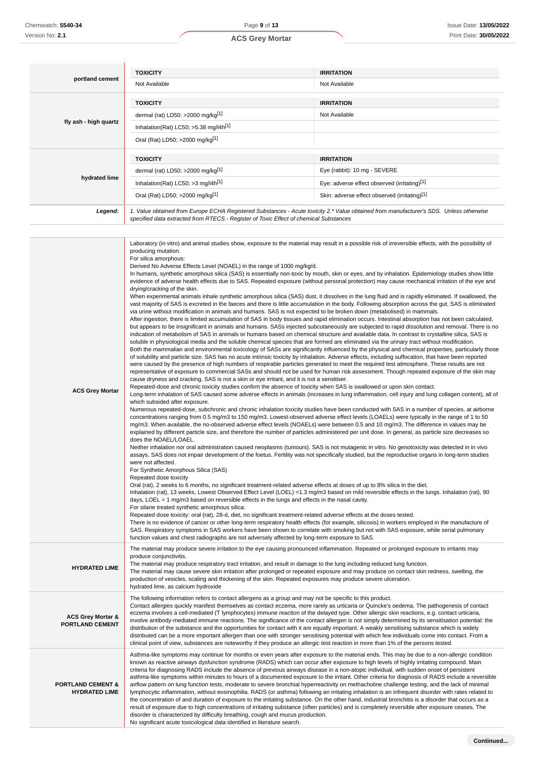| | TOXICITY | IRRITATION |
|---|---|---|
| **portland cement** | Not Available | Not Available |
| **fly ash - high quartz** | **TOXICITY** | **IRRITATION** |
| | dermal (rat) LD50: >2000 mg/kg[1] | Not Available |
| | Inhalation(Rat) LC50; >5.38 mg/l4h[1] | |
| | Oral (Rat) LD50; >2000 mg/kg[1] | |
| **hydrated lime** | **TOXICITY** | **IRRITATION** |
| | dermal (rat) LD50: >2000 mg/kg[1] | Eye (rabbit): 10 mg - SEVERE |
| | Inhalation(Rat) LC50; >3 mg/l4h[1] | Eye: adverse effect observed (irritating)[1] |
| | Oral (Rat) LD50; >2000 mg/kg[1] | Skin: adverse effect observed (irritating)[1] |
| ***Legend:*** | *1. Value obtained from Europe ECHA Registered Substances - Acute toxicity 2.\* Value obtained from manufacturer's SDS. Unless otherwise specified data extracted from RTECS - Register of Toxic Effect of chemical Substances* | |

| | |
|---|---|
| **ACS Grey Mortar** | Laboratory (in vitro) and animal studies show, exposure to the material may result in a possible risk of irreversible effects, with the possibility of producing mutation.<br>For silica amorphous:<br>Derived No Adverse Effects Level (NOAEL) in the range of 1000 mg/kg/d.<br>In humans, synthetic amorphous silica (SAS) is essentially non-toxic by mouth, skin or eyes, and by inhalation. Epidemiology studies show little evidence of adverse health effects due to SAS. Repeated exposure (without personal protection) may cause mechanical irritation of the eye and drying/cracking of the skin.<br>When experimental animals inhale synthetic amorphous silica (SAS) dust, it dissolves in the lung fluid and is rapidly eliminated. If swallowed, the vast majority of SAS is excreted in the faeces and there is little accumulation in the body. Following absorption across the gut, SAS is eliminated via urine without modification in animals and humans. SAS is not expected to be broken down (metabolised) in mammals.<br>After ingestion, there is limited accumulation of SAS in body tissues and rapid elimination occurs. Intestinal absorption has not been calculated, but appears to be insignificant in animals and humans. SASs injected subcutaneously are subjected to rapid dissolution and removal. There is no indication of metabolism of SAS in animals or humans based on chemical structure and available data. In contrast to crystalline silica, SAS is soluble in physiological media and the soluble chemical species that are formed are eliminated via the urinary tract without modification.<br>Both the mammalian and environmental toxicology of SASs are significantly influenced by the physical and chemical properties, particularly those of solubility and particle size. SAS has no acute intrinsic toxicity by inhalation. Adverse effects, including suffocation, that have been reported were caused by the presence of high numbers of respirable particles generated to meet the required test atmosphere. These results are not representative of exposure to commercial SASs and should not be used for human risk assessment. Though repeated exposure of the skin may cause dryness and cracking, SAS is not a skin or eye irritant, and it is not a sensitiser.<br>Repeated-dose and chronic toxicity studies confirm the absence of toxicity when SAS is swallowed or upon skin contact.<br>Long-term inhalation of SAS caused some adverse effects in animals (increases in lung inflammation, cell injury and lung collagen content), all of which subsided after exposure.<br>Numerous repeated-dose, subchronic and chronic inhalation toxicity studies have been conducted with SAS in a number of species, at airborne concentrations ranging from 0.5 mg/m3 to 150 mg/m3. Lowest-observed adverse effect levels (LOAELs) were typically in the range of 1 to 50 mg/m3. When available, the no-observed adverse effect levels (NOAELs) were between 0.5 and 10 mg/m3. The difference in values may be explained by different particle size, and therefore the number of particles administered per unit dose. In general, as particle size decreases so does the NOAEL/LOAEL.<br>Neither inhalation nor oral administration caused neoplasms (tumours). SAS is not mutagenic in vitro. No genotoxicity was detected in in vivo assays. SAS does not impair development of the foetus. Fertility was not specifically studied, but the reproductive organs in long-term studies were not affected.<br>For Synthetic Amorphous Silica (SAS)<br>Repeated dose toxicity<br>Oral (rat), 2 weeks to 6 months, no significant treatment-related adverse effects at doses of up to 8% silica in the diet.<br>Inhalation (rat), 13 weeks, Lowest Observed Effect Level (LOEL) =1.3 mg/m3 based on mild reversible effects in the lungs. Inhalation (rat), 90 days, LOEL = 1 mg/m3 based on reversible effects in the lungs and effects in the nasal cavity.<br>For silane treated synthetic amorphous silica:<br>Repeated dose toxicity: oral (rat), 28-d, diet, no significant treatment-related adverse effects at the doses tested.<br>There is no evidence of cancer or other long-term respiratory health effects (for example, silicosis) in workers employed in the manufacture of SAS. Respiratory symptoms in SAS workers have been shown to correlate with smoking but not with SAS exposure, while serial pulmonary function values and chest radiographs are not adversely affected by long-term exposure to SAS. |
| **HYDRATED LIME** | The material may produce severe irritation to the eye causing pronounced inflammation. Repeated or prolonged exposure to irritants may produce conjunctivitis.<br>The material may produce respiratory tract irritation, and result in damage to the lung including reduced lung function.<br>The material may cause severe skin irritation after prolonged or repeated exposure and may produce on contact skin redness, swelling, the production of vesicles, scaling and thickening of the skin. Repeated exposures may produce severe ulceration.<br>hydrated lime, as calcium hydroxide |
| **ACS Grey Mortar & PORTLAND CEMENT** | The following information refers to contact allergens as a group and may not be specific to this product.<br>Contact allergies quickly manifest themselves as contact eczema, more rarely as urticaria or Quincke's oedema. The pathogenesis of contact eczema involves a cell-mediated (T lymphocytes) immune reaction of the delayed type. Other allergic skin reactions, e.g. contact urticaria, involve antibody-mediated immune reactions. The significance of the contact allergen is not simply determined by its sensitisation potential: the distribution of the substance and the opportunities for contact with it are equally important. A weakly sensitising substance which is widely distributed can be a more important allergen than one with stronger sensitising potential with which few individuals come into contact. From a clinical point of view, substances are noteworthy if they produce an allergic test reaction in more than 1% of the persons tested. |
| **PORTLAND CEMENT & HYDRATED LIME** | Asthma-like symptoms may continue for months or even years after exposure to the material ends. This may be due to a non-allergic condition known as reactive airways dysfunction syndrome (RADS) which can occur after exposure to high levels of highly irritating compound. Main criteria for diagnosing RADS include the absence of previous airways disease in a non-atopic individual, with sudden onset of persistent asthma-like symptoms within minutes to hours of a documented exposure to the irritant. Other criteria for diagnosis of RADS include a reversible airflow pattern on lung function tests, moderate to severe bronchial hyperreactivity on methacholine challenge testing, and the lack of minimal lymphocytic inflammation, without eosinophilia. RADS (or asthma) following an irritating inhalation is an infrequent disorder with rates related to the concentration of and duration of exposure to the irritating substance. On the other hand, industrial bronchitis is a disorder that occurs as a result of exposure due to high concentrations of irritating substance (often particles) and is completely reversible after exposure ceases. The disorder is characterized by difficulty breathing, cough and mucus production.<br>No significant acute toxicological data identified in literature search. |

**Continued...**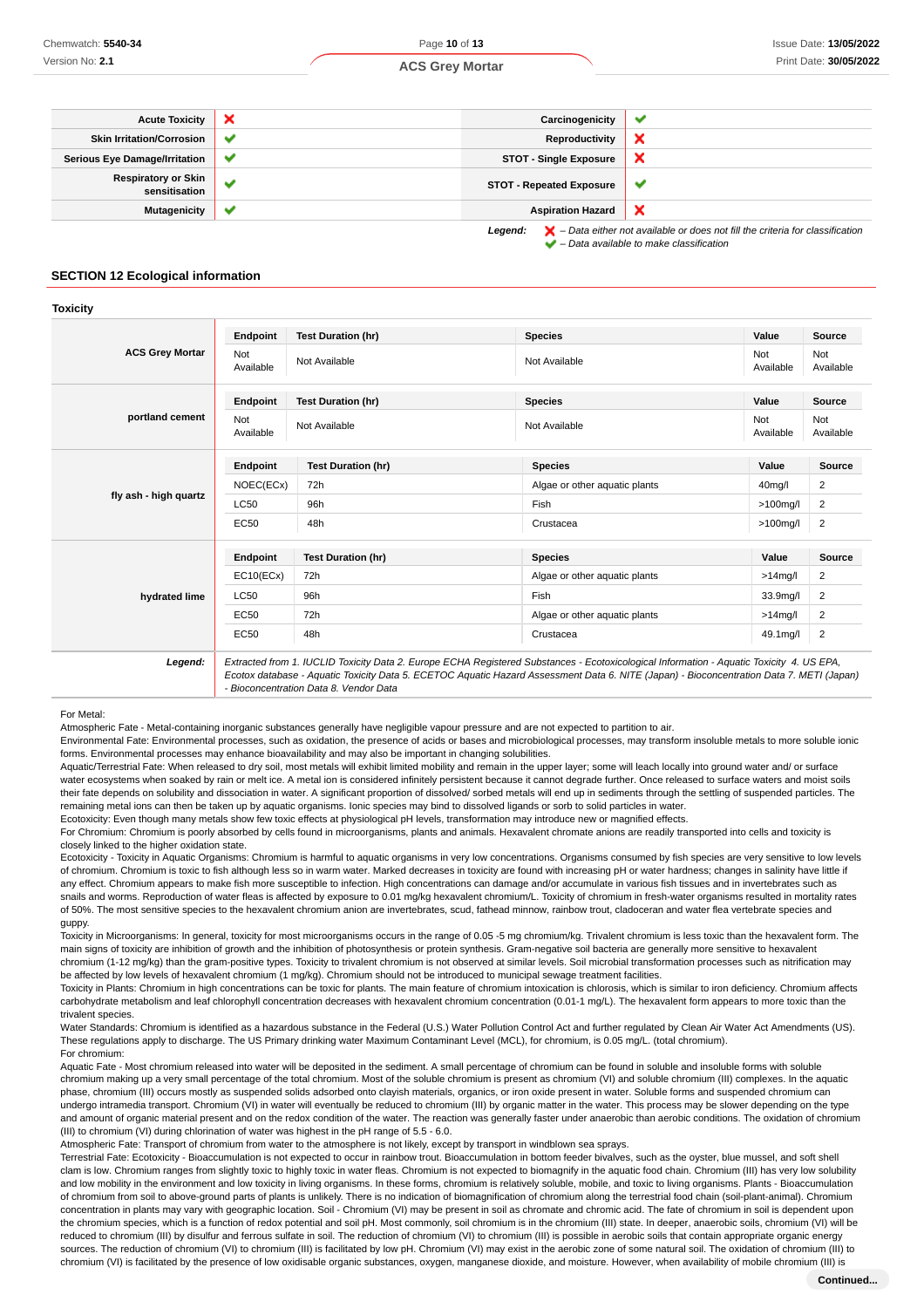| Acute Toxicity | ❌ | Carcinogenicity | ✔ |
|---|---|---|---|
| Skin Irritation/Corrosion | ✔ | Reproductivity | ❌ |
| Serious Eye Damage/Irritation | ✔ | STOT - Single Exposure | ❌ |
| Respiratory or Skin sensitisation | ✔ | STOT - Repeated Exposure | ✔ |
| Mutagenicity | ✔ | Aspiration Hazard | ❌ |

*Legend:* ❌ *– Data either not available or does not fill the criteria for classification*
✔ *– Data available to make classification*

## SECTION 12 Ecological information

### Toxicity

**ACS Grey Mortar**

| Endpoint | Test Duration (hr) | Species | Value | Source |
|---|---|---|---|---|
| Not Available | Not Available | Not Available | Not Available | Not Available |

**portland cement**

| Endpoint | Test Duration (hr) | Species | Value | Source |
|---|---|---|---|---|
| Not Available | Not Available | Not Available | Not Available | Not Available |

**fly ash - high quartz**

| Endpoint | Test Duration (hr) | Species | Value | Source |
|---|---|---|---|---|
| NOEC(ECx) | 72h | Algae or other aquatic plants | 40mg/l | 2 |
| LC50 | 96h | Fish | >100mg/l | 2 |
| EC50 | 48h | Crustacea | >100mg/l | 2 |

**hydrated lime**

| Endpoint | Test Duration (hr) | Species | Value | Source |
|---|---|---|---|---|
| EC10(ECx) | 72h | Algae or other aquatic plants | >14mg/l | 2 |
| LC50 | 96h | Fish | 33.9mg/l | 2 |
| EC50 | 72h | Algae or other aquatic plants | >14mg/l | 2 |
| EC50 | 48h | Crustacea | 49.1mg/l | 2 |

***Legend:*** *Extracted from 1. IUCLID Toxicity Data 2. Europe ECHA Registered Substances - Ecotoxicological Information - Aquatic Toxicity 4. US EPA, Ecotox database - Aquatic Toxicity Data 5. ECETOC Aquatic Hazard Assessment Data 6. NITE (Japan) - Bioconcentration Data 7. METI (Japan) - Bioconcentration Data 8. Vendor Data*

For Metal:
Atmospheric Fate - Metal-containing inorganic substances generally have negligible vapour pressure and are not expected to partition to air.
Environmental Fate: Environmental processes, such as oxidation, the presence of acids or bases and microbiological processes, may transform insoluble metals to more soluble ionic forms. Environmental processes may enhance bioavailability and may also be important in changing solubilities.
Aquatic/Terrestrial Fate: When released to dry soil, most metals will exhibit limited mobility and remain in the upper layer; some will leach locally into ground water and/ or surface water ecosystems when soaked by rain or melt ice. A metal ion is considered infinitely persistent because it cannot degrade further. Once released to surface waters and moist soils their fate depends on solubility and dissociation in water. A significant proportion of dissolved/ sorbed metals will end up in sediments through the settling of suspended particles. The remaining metal ions can then be taken up by aquatic organisms. Ionic species may bind to dissolved ligands or sorb to solid particles in water.
Ecotoxicity: Even though many metals show few toxic effects at physiological pH levels, transformation may introduce new or magnified effects.
For Chromium: Chromium is poorly absorbed by cells found in microorganisms, plants and animals. Hexavalent chromate anions are readily transported into cells and toxicity is closely linked to the higher oxidation state.
Ecotoxicity - Toxicity in Aquatic Organisms: Chromium is harmful to aquatic organisms in very low concentrations. Organisms consumed by fish species are very sensitive to low levels of chromium. Chromium is toxic to fish although less so in warm water. Marked decreases in toxicity are found with increasing pH or water hardness; changes in salinity have little if any effect. Chromium appears to make fish more susceptible to infection. High concentrations can damage and/or accumulate in various fish tissues and in invertebrates such as snails and worms. Reproduction of water fleas is affected by exposure to 0.01 mg/kg hexavalent chromium/L. Toxicity of chromium in fresh-water organisms resulted in mortality rates of 50%. The most sensitive species to the hexavalent chromium anion are invertebrates, scud, fathead minnow, rainbow trout, cladoceran and water flea vertebrate species and guppy.
Toxicity in Microorganisms: In general, toxicity for most microorganisms occurs in the range of 0.05 -5 mg chromium/kg. Trivalent chromium is less toxic than the hexavalent form. The main signs of toxicity are inhibition of growth and the inhibition of photosynthesis or protein synthesis. Gram-negative soil bacteria are generally more sensitive to hexavalent chromium (1-12 mg/kg) than the gram-positive types. Toxicity to trivalent chromium is not observed at similar levels. Soil microbial transformation processes such as nitrification may be affected by low levels of hexavalent chromium (1 mg/kg). Chromium should not be introduced to municipal sewage treatment facilities.
Toxicity in Plants: Chromium in high concentrations can be toxic for plants. The main feature of chromium intoxication is chlorosis, which is similar to iron deficiency. Chromium affects carbohydrate metabolism and leaf chlorophyll concentration decreases with hexavalent chromium concentration (0.01-1 mg/L). The hexavalent form appears to more toxic than the trivalent species.
Water Standards: Chromium is identified as a hazardous substance in the Federal (U.S.) Water Pollution Control Act and further regulated by Clean Air Water Act Amendments (US). These regulations apply to discharge. The US Primary drinking water Maximum Contaminant Level (MCL), for chromium, is 0.05 mg/L. (total chromium).
For chromium:
Aquatic Fate - Most chromium released into water will be deposited in the sediment. A small percentage of chromium can be found in soluble and insoluble forms with soluble chromium making up a very small percentage of the total chromium. Most of the soluble chromium is present as chromium (VI) and soluble chromium (III) complexes. In the aquatic phase, chromium (III) occurs mostly as suspended solids adsorbed onto clayish materials, organics, or iron oxide present in water. Soluble forms and suspended chromium can undergo intramedia transport. Chromium (VI) in water will eventually be reduced to chromium (III) by organic matter in the water. This process may be slower depending on the type and amount of organic material present and on the redox condition of the water. The reaction was generally faster under anaerobic than aerobic conditions. The oxidation of chromium (III) to chromium (VI) during chlorination of water was highest in the pH range of 5.5 - 6.0.
Atmospheric Fate: Transport of chromium from water to the atmosphere is not likely, except by transport in windblown sea sprays.
Terrestrial Fate: Ecotoxicity - Bioaccumulation is not expected to occur in rainbow trout. Bioaccumulation in bottom feeder bivalves, such as the oyster, blue mussel, and soft shell clam is low. Chromium ranges from slightly toxic to highly toxic in water fleas. Chromium is not expected to biomagnify in the aquatic food chain. Chromium (III) has very low solubility and low mobility in the environment and low toxicity in living organisms. In these forms, chromium is relatively soluble, mobile, and toxic to living organisms. Plants - Bioaccumulation of chromium from soil to above-ground parts of plants is unlikely. There is no indication of biomagnification of chromium along the terrestrial food chain (soil-plant-animal). Chromium concentration in plants may vary with geographic location. Soil - Chromium (VI) may be present in soil as chromate and chromic acid. The fate of chromium in soil is dependent upon the chromium species, which is a function of redox potential and soil pH. Most commonly, soil chromium is in the chromium (III) state. In deeper, anaerobic soils, chromium (VI) will be reduced to chromium (III) by disulfur and ferrous sulfate in soil. The reduction of chromium (VI) to chromium (III) is possible in aerobic soils that contain appropriate organic energy sources. The reduction of chromium (VI) to chromium (III) is facilitated by low pH. Chromium (VI) may exist in the aerobic zone of some natural soil. The oxidation of chromium (III) to chromium (VI) is facilitated by the presence of low oxidisable organic substances, oxygen, manganese dioxide, and moisture. However, when availability of mobile chromium (III) is

**Continued...**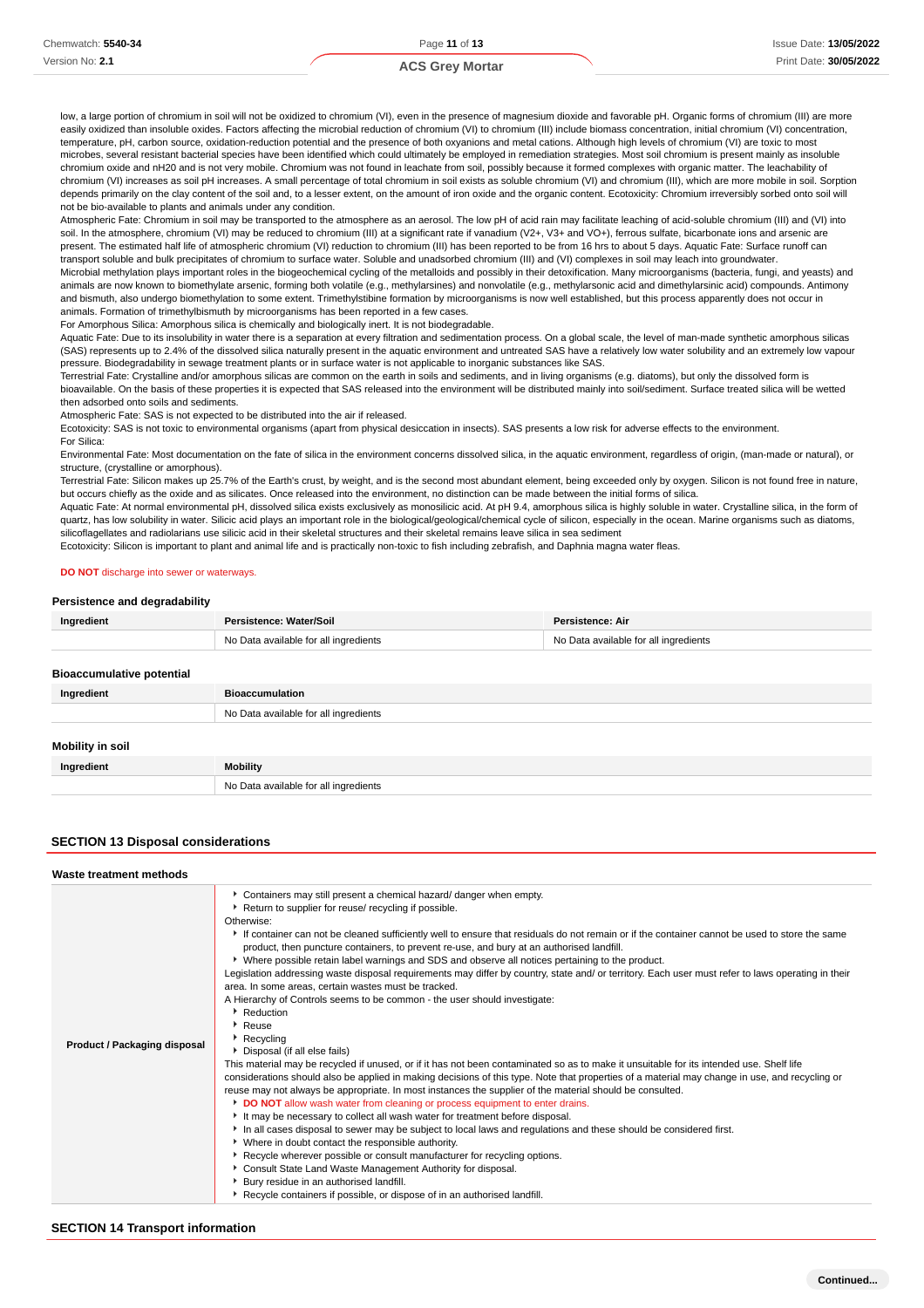low, a large portion of chromium in soil will not be oxidized to chromium (VI), even in the presence of magnesium dioxide and favorable pH. Organic forms of chromium (III) are more easily oxidized than insoluble oxides. Factors affecting the microbial reduction of chromium (VI) to chromium (III) include biomass concentration, initial chromium (VI) concentration, temperature, pH, carbon source, oxidation-reduction potential and the presence of both oxyanions and metal cations. Although high levels of chromium (VI) are toxic to most microbes, several resistant bacterial species have been identified which could ultimately be employed in remediation strategies. Most soil chromium is present mainly as insoluble chromium oxide and nH20 and is not very mobile. Chromium was not found in leachate from soil, possibly because it formed complexes with organic matter. The leachability of chromium (VI) increases as soil pH increases. A small percentage of total chromium in soil exists as soluble chromium (VI) and chromium (III), which are more mobile in soil. Sorption depends primarily on the clay content of the soil and, to a lesser extent, on the amount of iron oxide and the organic content. Ecotoxicity: Chromium irreversibly sorbed onto soil will not be bio-available to plants and animals under any condition.
Atmospheric Fate: Chromium in soil may be transported to the atmosphere as an aerosol. The low pH of acid rain may facilitate leaching of acid-soluble chromium (III) and (VI) into soil. In the atmosphere, chromium (VI) may be reduced to chromium (III) at a significant rate if vanadium ($V^{2+}$, $V^{3+}$ and $VO^{+}$), ferrous sulfate, bicarbonate ions and arsenic are present. The estimated half life of atmospheric chromium (VI) reduction to chromium (III) has been reported to be from 16 hrs to about 5 days. Aquatic Fate: Surface runoff can transport soluble and bulk precipitates of chromium to surface water. Soluble and unadsorbed chromium (III) and (VI) complexes in soil may leach into groundwater.
Microbial methylation plays important roles in the biogeochemical cycling of the metalloids and possibly in their detoxification. Many microorganisms (bacteria, fungi, and yeasts) and animals are now known to biomethylate arsenic, forming both volatile (e.g., methylarsines) and nonvolatile (e.g., methylarsonic acid and dimethylarsinic acid) compounds. Antimony and bismuth, also undergo biomethylation to some extent. Trimethylstibine formation by microorganisms is now well established, but this process apparently does not occur in animals. Formation of trimethylbismuth by microorganisms has been reported in a few cases.
For Amorphous Silica: Amorphous silica is chemically and biologically inert. It is not biodegradable.
Aquatic Fate: Due to its insolubility in water there is a separation at every filtration and sedimentation process. On a global scale, the level of man-made synthetic amorphous silicas (SAS) represents up to 2.4% of the dissolved silica naturally present in the aquatic environment and untreated SAS have a relatively low water solubility and an extremely low vapour pressure. Biodegradability in sewage treatment plants or in surface water is not applicable to inorganic substances like SAS.
Terrestrial Fate: Crystalline and/or amorphous silicas are common on the earth in soils and sediments, and in living organisms (e.g. diatoms), but only the dissolved form is bioavailable. On the basis of these properties it is expected that SAS released into the environment will be distributed mainly into soil/sediment. Surface treated silica will be wetted then adsorbed onto soils and sediments.
Atmospheric Fate: SAS is not expected to be distributed into the air if released.
Ecotoxicity: SAS is not toxic to environmental organisms (apart from physical desiccation in insects). SAS presents a low risk for adverse effects to the environment.
For Silica:
Environmental Fate: Most documentation on the fate of silica in the environment concerns dissolved silica, in the aquatic environment, regardless of origin, (man-made or natural), or structure, (crystalline or amorphous).
Terrestrial Fate: Silicon makes up 25.7% of the Earth's crust, by weight, and is the second most abundant element, being exceeded only by oxygen. Silicon is not found free in nature, but occurs chiefly as the oxide and as silicates. Once released into the environment, no distinction can be made between the initial forms of silica.
Aquatic Fate: At normal environmental pH, dissolved silica exists exclusively as monosilicic acid. At pH 9.4, amorphous silica is highly soluble in water. Crystalline silica, in the form of quartz, has low solubility in water. Silicic acid plays an important role in the biological/geological/chemical cycle of silicon, especially in the ocean. Marine organisms such as diatoms, silicoflagellates and radiolarians use silicic acid in their skeletal structures and their skeletal remains leave silica in sea sediment
Ecotoxicity: Silicon is important to plant and animal life and is practically non-toxic to fish including zebrafish, and Daphnia magna water fleas.

**DO NOT** discharge into sewer or waterways.

### Persistence and degradability

| Ingredient | Persistence: Water/Soil | Persistence: Air |
|---|---|---|
| | No Data available for all ingredients | No Data available for all ingredients |

### Bioaccumulative potential

| Ingredient | Bioaccumulation |
|---|---|
| | No Data available for all ingredients |

### Mobility in soil

| Ingredient | Mobility |
|---|---|
| | No Data available for all ingredients |

## SECTION 13 Disposal considerations

### Waste treatment methods

| | |
|---|---|
| **Product / Packaging disposal** | ▶ Containers may still present a chemical hazard/ danger when empty.<br>▶ Return to supplier for reuse/ recycling if possible.<br>Otherwise:<br>▶ If container can not be cleaned sufficiently well to ensure that residuals do not remain or if the container cannot be used to store the same product, then puncture containers, to prevent re-use, and bury at an authorised landfill.<br>▶ Where possible retain label warnings and SDS and observe all notices pertaining to the product.<br>Legislation addressing waste disposal requirements may differ by country, state and/ or territory. Each user must refer to laws operating in their area. In some areas, certain wastes must be tracked.<br>A Hierarchy of Controls seems to be common - the user should investigate:<br>▶ Reduction<br>▶ Reuse<br>▶ Recycling<br>▶ Disposal (if all else fails)<br>This material may be recycled if unused, or if it has not been contaminated so as to make it unsuitable for its intended use. Shelf life considerations should also be applied in making decisions of this type. Note that properties of a material may change in use, and recycling or reuse may not always be appropriate. In most instances the supplier of the material should be consulted.<br>▶ **DO NOT** allow wash water from cleaning or process equipment to enter drains.<br>▶ It may be necessary to collect all wash water for treatment before disposal.<br>▶ In all cases disposal to sewer may be subject to local laws and regulations and these should be considered first.<br>▶ Where in doubt contact the responsible authority.<br>▶ Recycle wherever possible or consult manufacturer for recycling options.<br>▶ Consult State Land Waste Management Authority for disposal.<br>▶ Bury residue in an authorised landfill.<br>▶ Recycle containers if possible, or dispose of in an authorised landfill. |

## SECTION 14 Transport information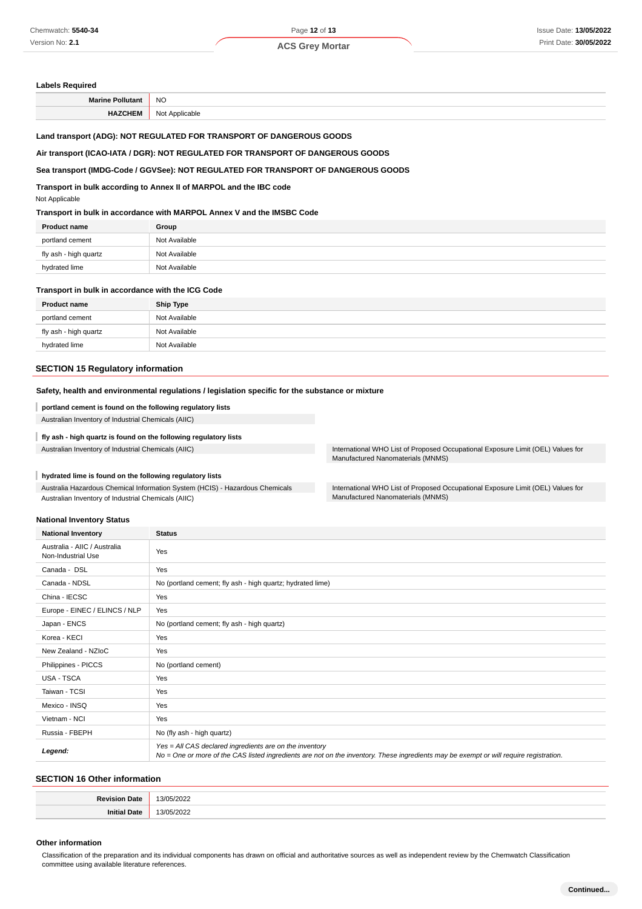### Labels Required

| | |
|---|---|
| **Marine Pollutant** | NO |
| **HAZCHEM** | Not Applicable |

**Land transport (ADG): NOT REGULATED FOR TRANSPORT OF DANGEROUS GOODS**

**Air transport (ICAO-IATA / DGR): NOT REGULATED FOR TRANSPORT OF DANGEROUS GOODS**

**Sea transport (IMDG-Code / GGVSee): NOT REGULATED FOR TRANSPORT OF DANGEROUS GOODS**

**Transport in bulk according to Annex II of MARPOL and the IBC code**

Not Applicable

**Transport in bulk in accordance with MARPOL Annex V and the IMSBC Code**

| Product name | Group |
|---|---|
| portland cement | Not Available |
| fly ash - high quartz | Not Available |
| hydrated lime | Not Available |

**Transport in bulk in accordance with the ICG Code**

| Product name | Ship Type |
|---|---|
| portland cement | Not Available |
| fly ash - high quartz | Not Available |
| hydrated lime | Not Available |

## SECTION 15 Regulatory information

**Safety, health and environmental regulations / legislation specific for the substance or mixture**

**portland cement is found on the following regulatory lists**

Australian Inventory of Industrial Chemicals (AIIC)

**fly ash - high quartz is found on the following regulatory lists**

Australian Inventory of Industrial Chemicals (AIIC)

International WHO List of Proposed Occupational Exposure Limit (OEL) Values for Manufactured Nanomaterials (MNMS)

**hydrated lime is found on the following regulatory lists**

Australia Hazardous Chemical Information System (HCIS) - Hazardous Chemicals

Australian Inventory of Industrial Chemicals (AIIC)

International WHO List of Proposed Occupational Exposure Limit (OEL) Values for Manufactured Nanomaterials (MNMS)

**National Inventory Status**

| National Inventory | Status |
|---|---|
| Australia - AIIC / Australia Non-Industrial Use | Yes |
| Canada - DSL | Yes |
| Canada - NDSL | No (portland cement; fly ash - high quartz; hydrated lime) |
| China - IECSC | Yes |
| Europe - EINEC / ELINCS / NLP | Yes |
| Japan - ENCS | No (portland cement; fly ash - high quartz) |
| Korea - KECI | Yes |
| New Zealand - NZIoC | Yes |
| Philippines - PICCS | No (portland cement) |
| USA - TSCA | Yes |
| Taiwan - TCSI | Yes |
| Mexico - INSQ | Yes |
| Vietnam - NCI | Yes |
| Russia - FBEPH | No (fly ash - high quartz) |
| ***Legend:*** | *Yes = All CAS declared ingredients are on the inventory*<br>*No = One or more of the CAS listed ingredients are not on the inventory. These ingredients may be exempt or will require registration.* |

## SECTION 16 Other information

| | |
|---|---|
| **Revision Date** | 13/05/2022 |
| **Initial Date** | 13/05/2022 |

**Other information**

Classification of the preparation and its individual components has drawn on official and authoritative sources as well as independent review by the Chemwatch Classification committee using available literature references.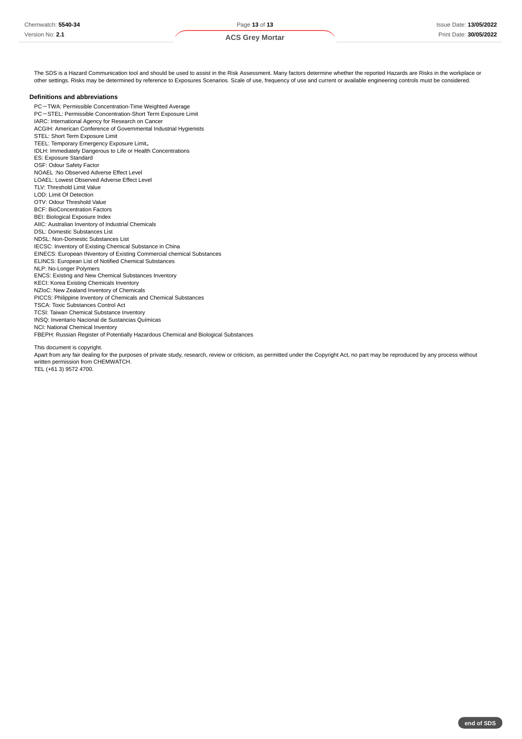The SDS is a Hazard Communication tool and should be used to assist in the Risk Assessment. Many factors determine whether the reported Hazards are Risks in the workplace or other settings. Risks may be determined by reference to Exposures Scenarios. Scale of use, frequency of use and current or available engineering controls must be considered.

### Definitions and abbreviations

PC－TWA: Permissible Concentration-Time Weighted Average
PC－STEL: Permissible Concentration-Short Term Exposure Limit
IARC: International Agency for Research on Cancer
ACGIH: American Conference of Governmental Industrial Hygienists
STEL: Short Term Exposure Limit
TEEL: Temporary Emergency Exposure Limit。
IDLH: Immediately Dangerous to Life or Health Concentrations
ES: Exposure Standard
OSF: Odour Safety Factor
NOAEL :No Observed Adverse Effect Level
LOAEL: Lowest Observed Adverse Effect Level
TLV: Threshold Limit Value
LOD: Limit Of Detection
OTV: Odour Threshold Value
BCF: BioConcentration Factors
BEI: Biological Exposure Index
AIIC: Australian Inventory of Industrial Chemicals
DSL: Domestic Substances List
NDSL: Non-Domestic Substances List
IECSC: Inventory of Existing Chemical Substance in China
EINECS: European INventory of Existing Commercial chemical Substances
ELINCS: European List of Notified Chemical Substances
NLP: No-Longer Polymers
ENCS: Existing and New Chemical Substances Inventory
KECI: Korea Existing Chemicals Inventory
NZIoC: New Zealand Inventory of Chemicals
PICCS: Philippine Inventory of Chemicals and Chemical Substances
TSCA: Toxic Substances Control Act
TCSI: Taiwan Chemical Substance Inventory
INSQ: Inventario Nacional de Sustancias Químicas
NCI: National Chemical Inventory
FBEPH: Russian Register of Potentially Hazardous Chemical and Biological Substances

This document is copyright.
Apart from any fair dealing for the purposes of private study, research, review or criticism, as permitted under the Copyright Act, no part may be reproduced by any process without written permission from CHEMWATCH.
TEL (+61 3) 9572 4700.

end of SDS